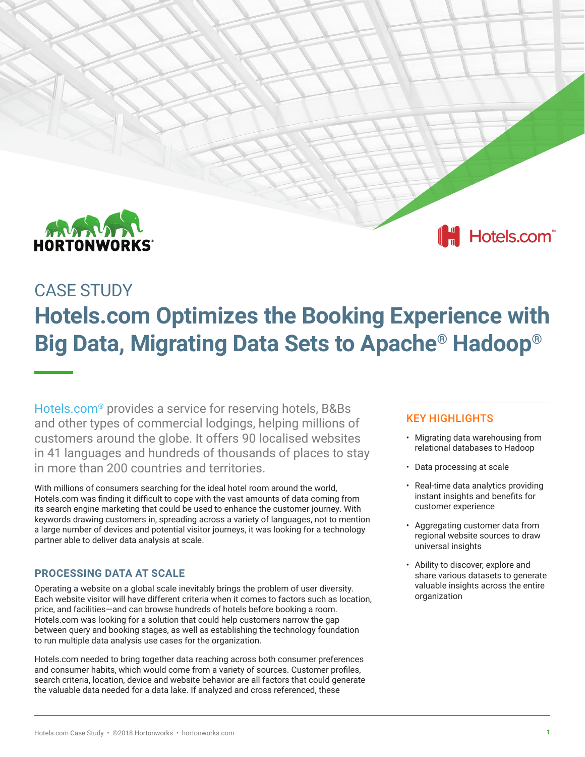CASE STUDY

# Hotels.com Optimizes the Booking Experience with Big Data, Migrating Data Sets to Apache® Hadoop®

Hotels.com® provides a service for reserving hotels, B&Bs and other types of commercial lodgings, helping millions of customers around the globe. It offers 90 localised websites in 41 languages and hundreds of thousands of places to stay in more than 200 countries and territories.

With millions of consumers searching for the ideal hotel room around the world, Hotels.com was finding it difficult to cope with the vast amounts of data coming from its search engine marketing that could be used to enhance the customer journey. With keywords drawing customers in, spreading across a variety of languages, not to mention a large number of devices and potential visitor journeys, it was looking for a technology partner able to deliver data analysis at scale.

## PROCESSING DATA AT SCALE

Operating a website on a global scale inevitably brings the problem of user diversity. Each website visitor will have different criteria when it comes to factors such as location, price, and facilities—and can browse hundreds of hotels before booking a room. Hotels.com was looking for a solution that could help customers narrow the gap between query and booking stages, as well as establishing the technology foundation to run multiple data analysis use cases for the organization.

Hotels.com needed to bring together data reaching across both consumer preferences and consumer habits, which would come from a variety of sources. Customer profiles, search criteria, location, device and website behavior are all factors that could generate the valuable data needed for a data lake. If analyzed and cross referenced, these

## KEY HIGHLIGHTS

- Migrating data warehousing from relational databases to Hadoop
- Data processing at scale
- Real-time data analytics providing instant insights and benefits for customer experience
- Aggregating customer data from regional website sources to draw universal insights
- Ability to discover, explore and share various datasets to generate valuable insights across the entire organization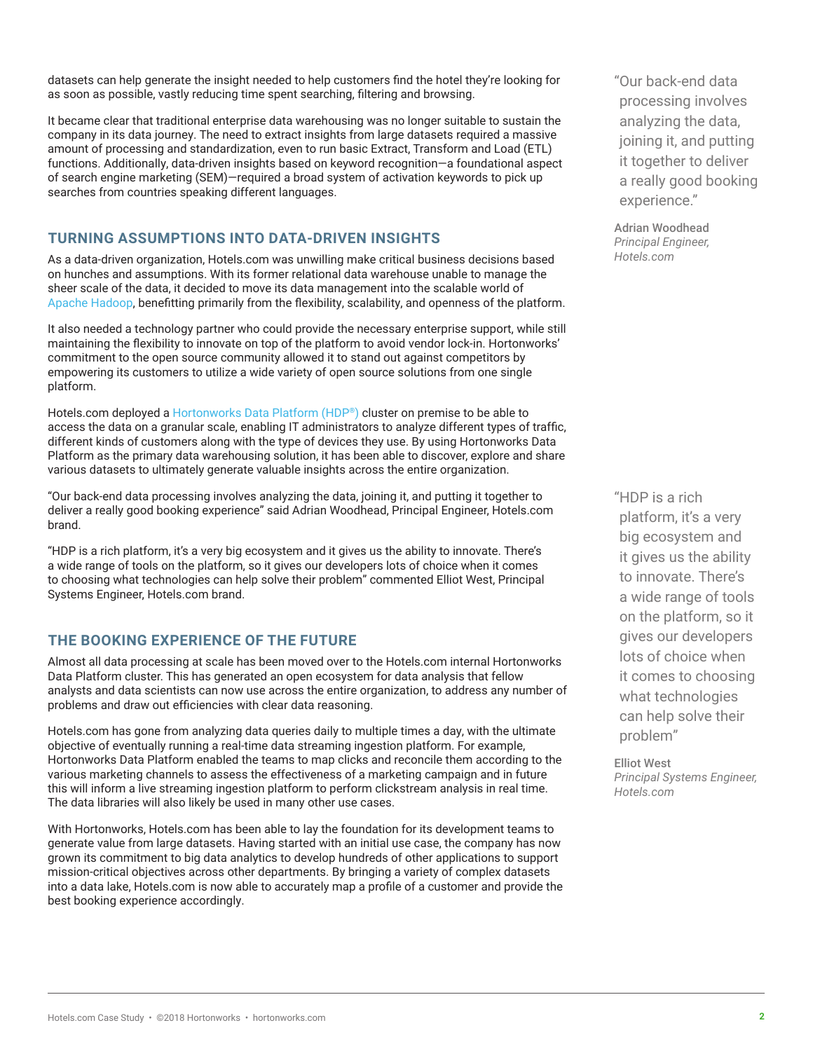datasets can help generate the insight needed to help customers find the hotel they're looking for as soon as possible, vastly reducing time spent searching, filtering and browsing.

It became clear that traditional enterprise data warehousing was no longer suitable to sustain the company in its data journey. The need to extract insights from large datasets required a massive amount of processing and standardization, even to run basic Extract, Transform and Load (ETL) functions. Additionally, data-driven insights based on keyword recognition—a foundational aspect of search engine marketing (SEM)—required a broad system of activation keywords to pick up searches from countries speaking different languages.

## TURNING ASSUMPTIONS INTO DATA-DRIVEN INSIGHTS

As a data-driven organization, Hotels.com was unwilling make critical business decisions based on hunches and assumptions. With its former relational data warehouse unable to manage the sheer scale of the data, it decided to move its data management into the scalable world of Apache Hadoop, benefitting primarily from the flexibility, scalability, and openness of the platform.

It also needed a technology partner who could provide the necessary enterprise support, while still maintaining the flexibility to innovate on top of the platform to avoid vendor lock-in. Hortonworks' commitment to the open source community allowed it to stand out against competitors by empowering its customers to utilize a wide variety of open source solutions from one single platform.

Hotels.com deployed a Hortonworks Data Platform (HDP®) cluster on premise to be able to access the data on a granular scale, enabling IT administrators to analyze different types of traffic, different kinds of customers along with the type of devices they use. By using Hortonworks Data Platform as the primary data warehousing solution, it has been able to discover, explore and share various datasets to ultimately generate valuable insights across the entire organization.

"Our back-end data processing involves analyzing the data, joining it, and putting it together to deliver a really good booking experience" said Adrian Woodhead, Principal Engineer, Hotels.com brand.

"HDP is a rich platform, it's a very big ecosystem and it gives us the ability to innovate. There's a wide range of tools on the platform, so it gives our developers lots of choice when it comes to choosing what technologies can help solve their problem" commented Elliot West, Principal Systems Engineer, Hotels.com brand.

## THE BOOKING EXPERIENCE OF THE FUTURE

Almost all data processing at scale has been moved over to the Hotels.com internal Hortonworks Data Platform cluster. This has generated an open ecosystem for data analysis that fellow analysts and data scientists can now use across the entire organization, to address any number of problems and draw out efficiencies with clear data reasoning.

Hotels.com has gone from analyzing data queries daily to multiple times a day, with the ultimate objective of eventually running a real-time data streaming ingestion platform. For example, Hortonworks Data Platform enabled the teams to map clicks and reconcile them according to the various marketing channels to assess the effectiveness of a marketing campaign and in future this will inform a live streaming ingestion platform to perform clickstream analysis in real time. The data libraries will also likely be used in many other use cases.

With Hortonworks, Hotels.com has been able to lay the foundation for its development teams to generate value from large datasets. Having started with an initial use case, the company has now grown its commitment to big data analytics to develop hundreds of other applications to support mission-critical objectives across other departments. By bringing a variety of complex datasets into a data lake, Hotels.com is now able to accurately map a profile of a customer and provide the best booking experience accordingly.

> "Our back-end data processing involves analyzing the data, joining it, and putting it together to deliver a really good booking experience."
>
> **Adrian Woodhead**
> *Principal Engineer, Hotels.com*

> "HDP is a rich platform, it's a very big ecosystem and it gives us the ability to innovate. There's a wide range of tools on the platform, so it gives our developers lots of choice when it comes to choosing what technologies can help solve their problem"
>
> **Elliot West**
> *Principal Systems Engineer, Hotels.com*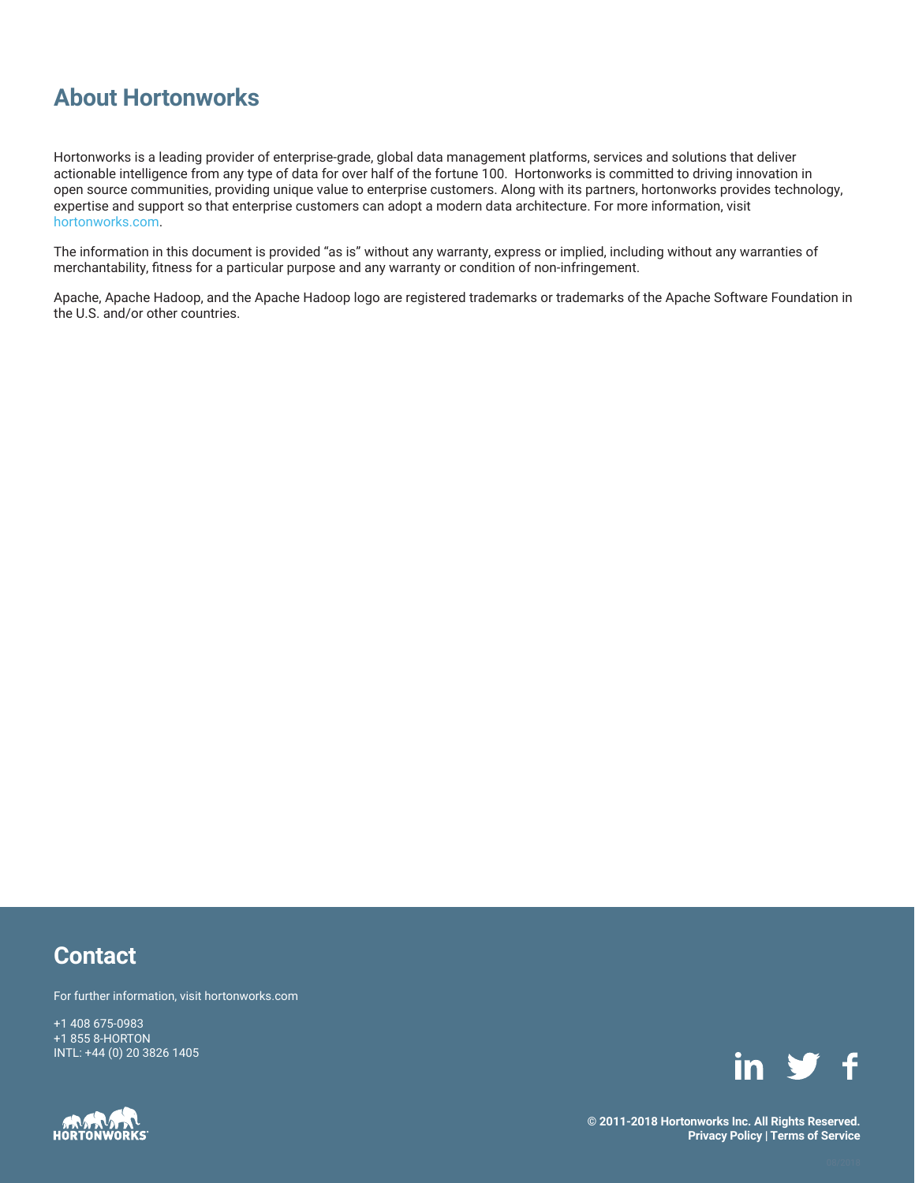## About Hortonworks

Hortonworks is a leading provider of enterprise-grade, global data management platforms, services and solutions that deliver actionable intelligence from any type of data for over half of the fortune 100. Hortonworks is committed to driving innovation in open source communities, providing unique value to enterprise customers. Along with its partners, hortonworks provides technology, expertise and support so that enterprise customers can adopt a modern data architecture. For more information, visit hortonworks.com.

The information in this document is provided "as is" without any warranty, express or implied, including without any warranties of merchantability, fitness for a particular purpose and any warranty or condition of non-infringement.

Apache, Apache Hadoop, and the Apache Hadoop logo are registered trademarks or trademarks of the Apache Software Foundation in the U.S. and/or other countries.

## Contact

For further information, visit hortonworks.com

+1 408 675-0983
+1 855 8-HORTON
INTL: +44 (0) 20 3826 1405

**© 2011-2018 Hortonworks Inc. All Rights Reserved.**
**Privacy Policy | Terms of Service**